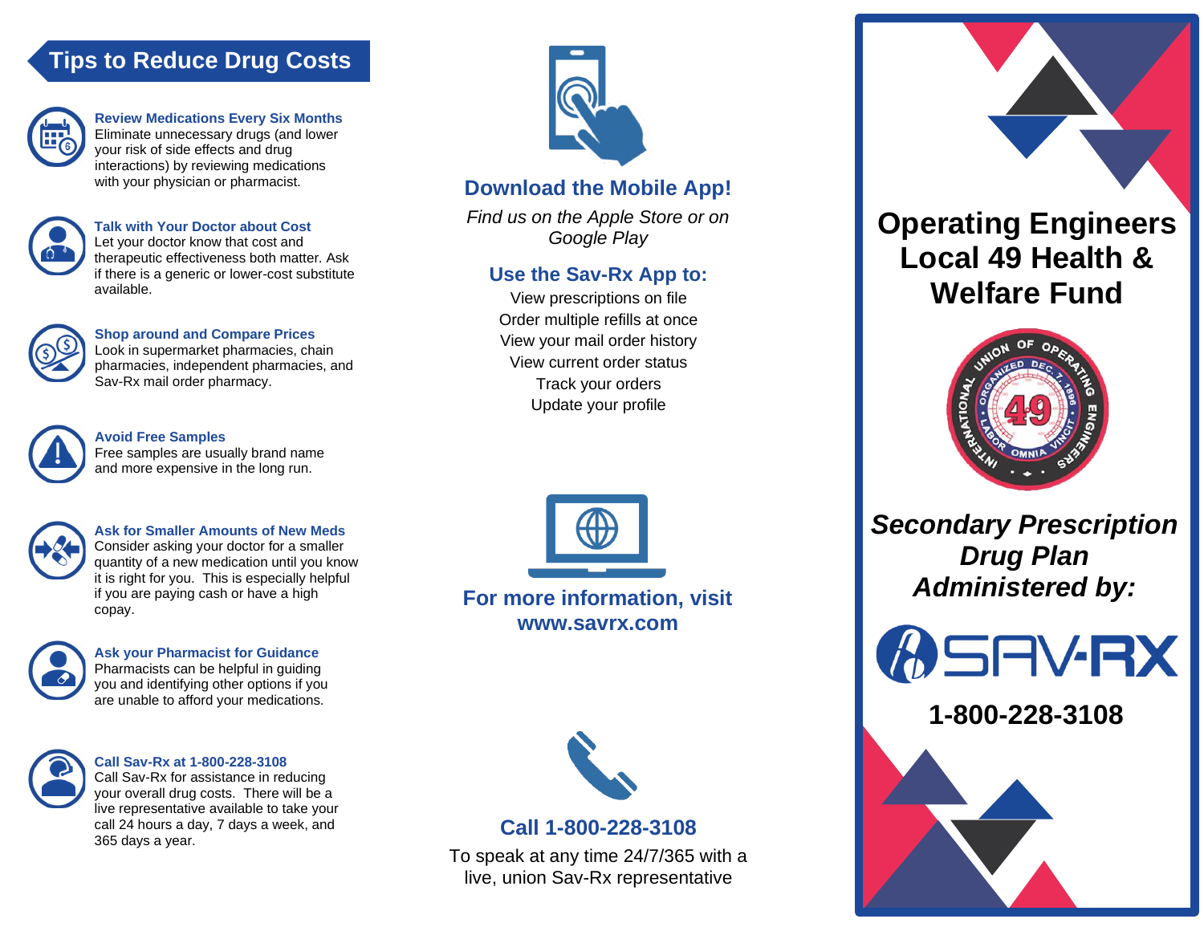## Tips to Reduce Drug Costs

**Review Medications Every Six Months**
Eliminate unnecessary drugs (and lower your risk of side effects and drug interactions) by reviewing medications with your physician or pharmacist.

**Talk with Your Doctor about Cost**
Let your doctor know that cost and therapeutic effectiveness both matter. Ask if there is a generic or lower-cost substitute available.

**Shop around and Compare Prices**
Look in supermarket pharmacies, chain pharmacies, independent pharmacies, and Sav-Rx mail order pharmacy.

**Avoid Free Samples**
Free samples are usually brand name and more expensive in the long run.

**Ask for Smaller Amounts of New Meds**
Consider asking your doctor for a smaller quantity of a new medication until you know it is right for you. This is especially helpful if you are paying cash or have a high copay.

**Ask your Pharmacist for Guidance**
Pharmacists can be helpful in guiding you and identifying other options if you are unable to afford your medications.

**Call Sav-Rx at 1-800-228-3108**
Call Sav-Rx for assistance in reducing your overall drug costs. There will be a live representative available to take your call 24 hours a day, 7 days a week, and 365 days a year.

## Download the Mobile App!

*Find us on the Apple Store or on Google Play*

### Use the Sav-Rx App to:

View prescriptions on file
Order multiple refills at once
View your mail order history
View current order status
Track your orders
Update your profile

### For more information, visit www.savrx.com

### Call 1-800-228-3108

To speak at any time 24/7/365 with a live, union Sav-Rx representative

# Operating Engineers Local 49 Health & Welfare Fund

International Union of Operating Engineers – Organized Dec. 7, 1896 – Labor Omnia Vincit – 49

## *Secondary Prescription Drug Plan Administered by:*

SAV-RX

**1-800-228-3108**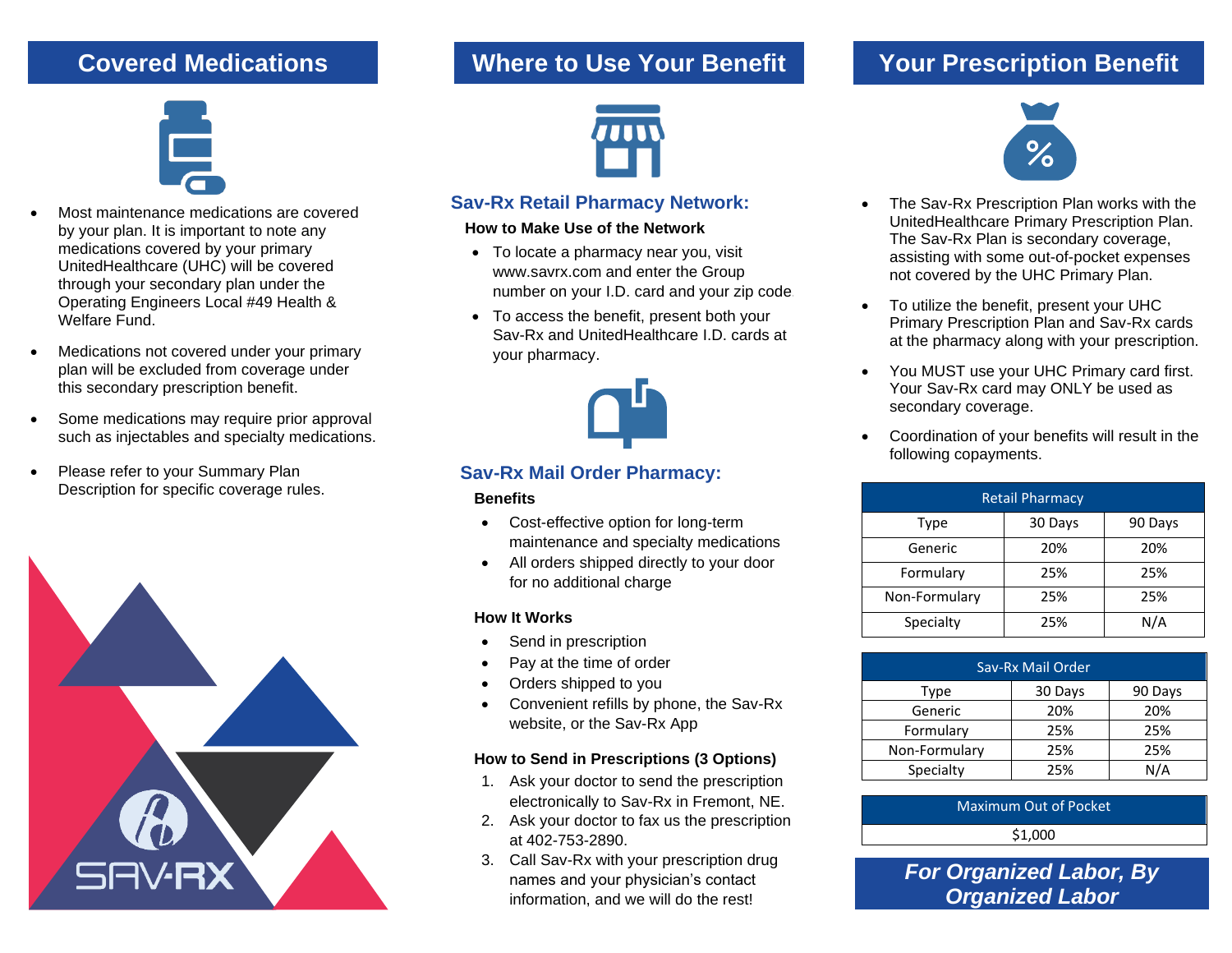## Covered Medications

- Most maintenance medications are covered by your plan. It is important to note any medications covered by your primary UnitedHealthcare (UHC) will be covered through your secondary plan under the Operating Engineers Local #49 Health & Welfare Fund.
- Medications not covered under your primary plan will be excluded from coverage under this secondary prescription benefit.
- Some medications may require prior approval such as injectables and specialty medications.
- Please refer to your Summary Plan Description for specific coverage rules.

SAV-RX

## Where to Use Your Benefit

### Sav-Rx Retail Pharmacy Network:

**How to Make Use of the Network**

- To locate a pharmacy near you, visit www.savrx.com and enter the Group number on your I.D. card and your zip code
- To access the benefit, present both your Sav-Rx and UnitedHealthcare I.D. cards at your pharmacy.

### Sav-Rx Mail Order Pharmacy:

**Benefits**

- Cost-effective option for long-term maintenance and specialty medications
- All orders shipped directly to your door for no additional charge

**How It Works**

- Send in prescription
- Pay at the time of order
- Orders shipped to you
- Convenient refills by phone, the Sav-Rx website, or the Sav-Rx App

**How to Send in Prescriptions (3 Options)**

1. Ask your doctor to send the prescription electronically to Sav-Rx in Fremont, NE.
2. Ask your doctor to fax us the prescription at 402-753-2890.
3. Call Sav-Rx with your prescription drug names and your physician's contact information, and we will do the rest!

## Your Prescription Benefit

- The Sav-Rx Prescription Plan works with the UnitedHealthcare Primary Prescription Plan. The Sav-Rx Plan is secondary coverage, assisting with some out-of-pocket expenses not covered by the UHC Primary Plan.
- To utilize the benefit, present your UHC Primary Prescription Plan and Sav-Rx cards at the pharmacy along with your prescription.
- You MUST use your UHC Primary card first. Your Sav-Rx card may ONLY be used as secondary coverage.
- Coordination of your benefits will result in the following copayments.

| Retail Pharmacy | | |
|---|---|---|
| Type | 30 Days | 90 Days |
| Generic | 20% | 20% |
| Formulary | 25% | 25% |
| Non-Formulary | 25% | 25% |
| Specialty | 25% | N/A |

| Sav-Rx Mail Order | | |
|---|---|---|
| Type | 30 Days | 90 Days |
| Generic | 20% | 20% |
| Formulary | 25% | 25% |
| Non-Formulary | 25% | 25% |
| Specialty | 25% | N/A |

| Maximum Out of Pocket |
|---|
| $1,000 |

***For Organized Labor, By Organized Labor***